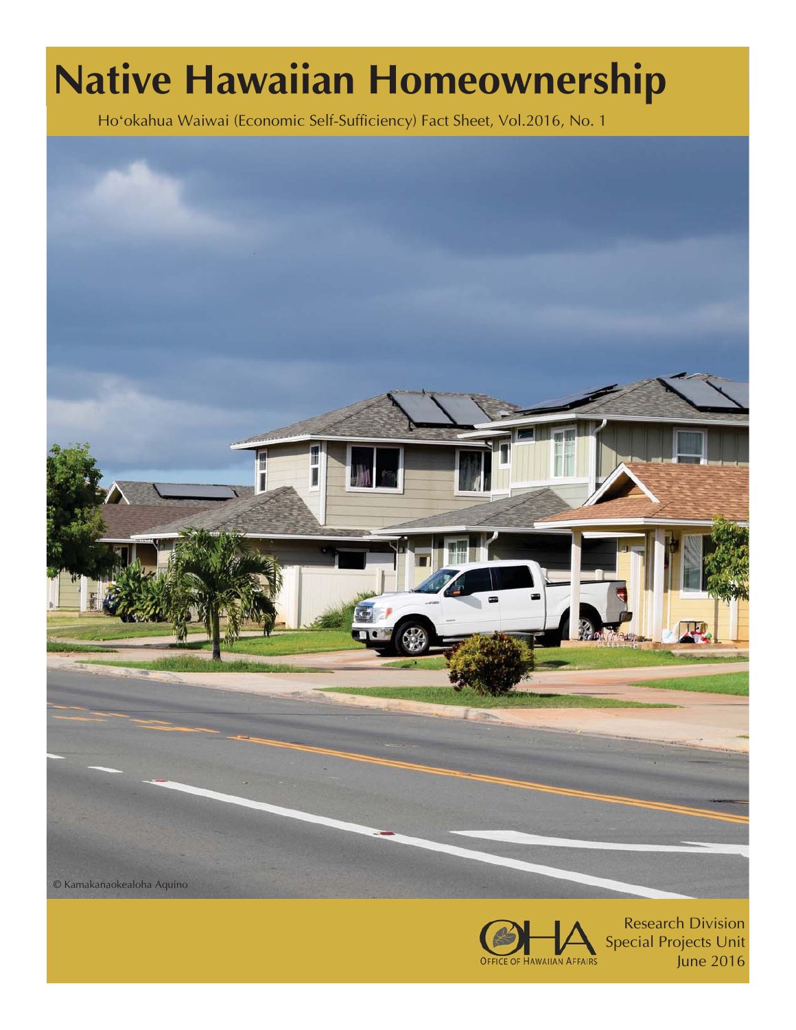# Native Hawaiian Homeownership

Hoʻokahua Waiwai (Economic Self-Sufficiency) Fact Sheet, Vol.2016, No. 1

© Kamakanaokealoha Aquino

OFFICE OF HAWAIIAN AFFAIRS

Research Division
Special Projects Unit
June 2016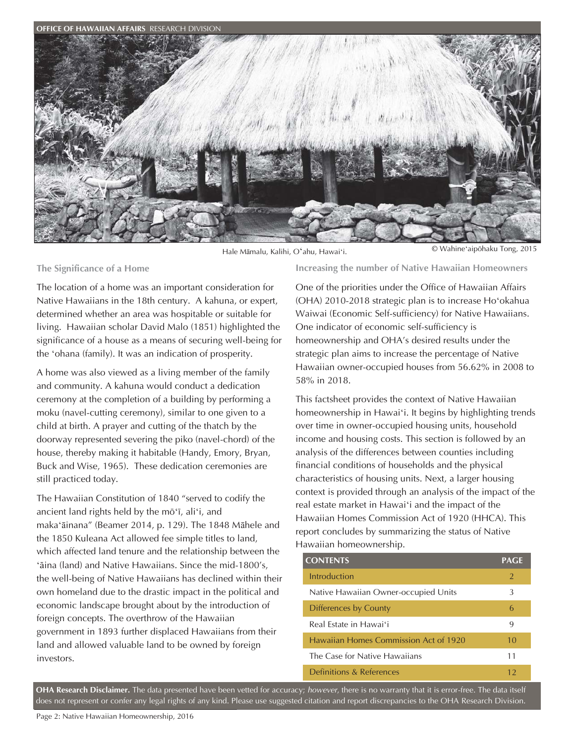Hale Māmalu, Kalihi, Oʻahu, Hawaiʻi. © Wahineʻaipōhaku Tong, 2015

### The Significance of a Home

The location of a home was an important consideration for Native Hawaiians in the 18th century. A kahuna, or expert, determined whether an area was hospitable or suitable for living. Hawaiian scholar David Malo (1851) highlighted the significance of a house as a means of securing well-being for the ʻohana (family). It was an indication of prosperity.

A home was also viewed as a living member of the family and community. A kahuna would conduct a dedication ceremony at the completion of a building by performing a moku (navel-cutting ceremony), similar to one given to a child at birth. A prayer and cutting of the thatch by the doorway represented severing the piko (navel-chord) of the house, thereby making it habitable (Handy, Emory, Bryan, Buck and Wise, 1965). These dedication ceremonies are still practiced today.

The Hawaiian Constitution of 1840 "served to codify the ancient land rights held by the mōʻī, aliʻi, and makaʻāinana" (Beamer 2014, p. 129). The 1848 Māhele and the 1850 Kuleana Act allowed fee simple titles to land, which affected land tenure and the relationship between the ʻāina (land) and Native Hawaiians. Since the mid-1800's, the well-being of Native Hawaiians has declined within their own homeland due to the drastic impact in the political and economic landscape brought about by the introduction of foreign concepts. The overthrow of the Hawaiian government in 1893 further displaced Hawaiians from their land and allowed valuable land to be owned by foreign investors.

### Increasing the number of Native Hawaiian Homeowners

One of the priorities under the Office of Hawaiian Affairs (OHA) 2010-2018 strategic plan is to increase Hoʻokahua Waiwai (Economic Self-sufficiency) for Native Hawaiians. One indicator of economic self-sufficiency is homeownership and OHA's desired results under the strategic plan aims to increase the percentage of Native Hawaiian owner-occupied houses from 56.62% in 2008 to 58% in 2018.

This factsheet provides the context of Native Hawaiian homeownership in Hawaiʻi. It begins by highlighting trends over time in owner-occupied housing units, household income and housing costs. This section is followed by an analysis of the differences between counties including financial conditions of households and the physical characteristics of housing units. Next, a larger housing context is provided through an analysis of the impact of the real estate market in Hawaiʻi and the impact of the Hawaiian Homes Commission Act of 1920 (HHCA). This report concludes by summarizing the status of Native Hawaiian homeownership.

| CONTENTS | PAGE |
|---|---|
| Introduction | 2 |
| Native Hawaiian Owner-occupied Units | 3 |
| Differences by County | 6 |
| Real Estate in Hawaiʻi | 9 |
| Hawaiian Homes Commission Act of 1920 | 10 |
| The Case for Native Hawaiians | 11 |
| Definitions & References | 12 |

**OHA Research Disclaimer.** The data presented have been vetted for accuracy; *however*, there is no warranty that it is error-free. The data itself does not represent or confer any legal rights of any kind. Please use suggested citation and report discrepancies to the OHA Research Division.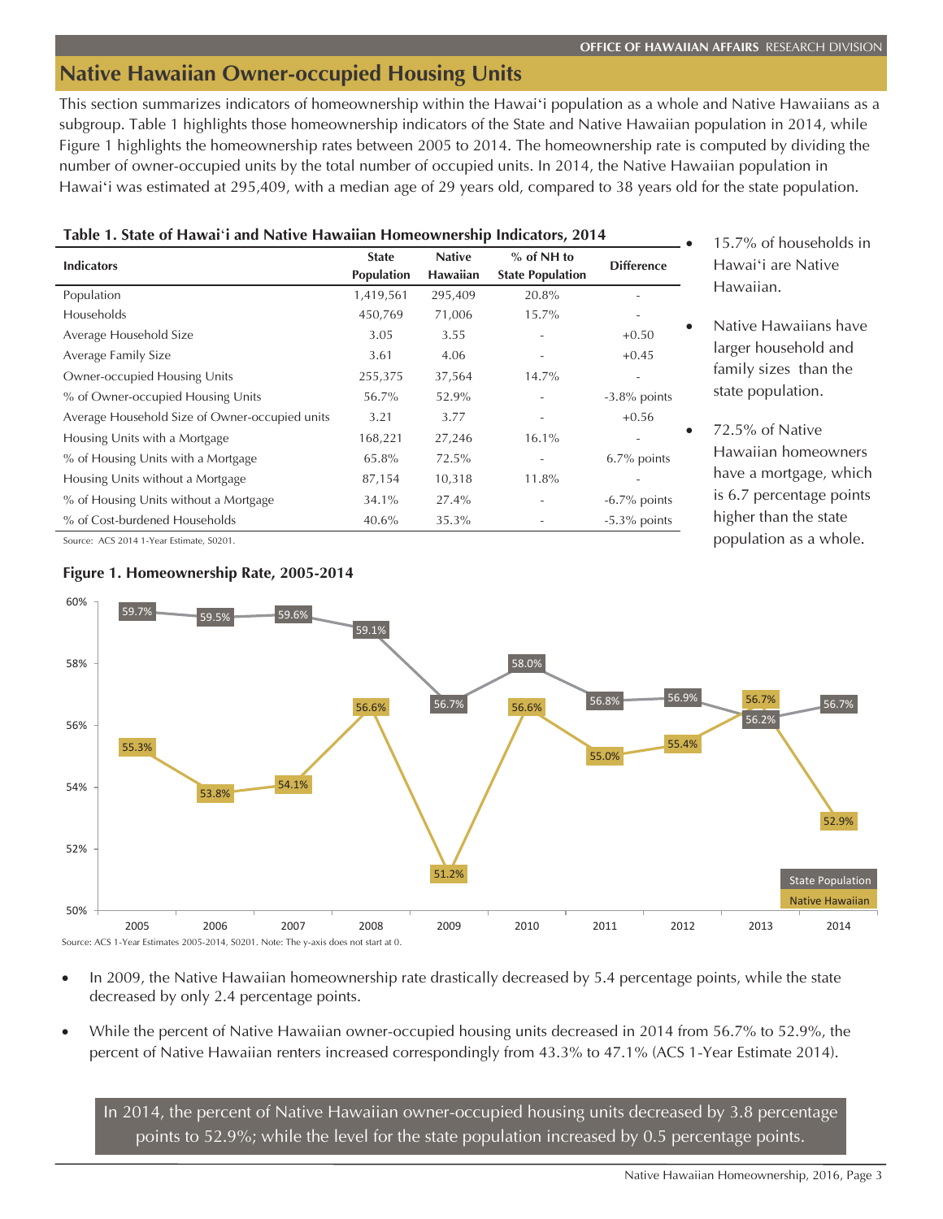## Native Hawaiian Owner-occupied Housing Units

This section summarizes indicators of homeownership within the Hawaiʻi population as a whole and Native Hawaiians as a subgroup. Table 1 highlights those homeownership indicators of the State and Native Hawaiian population in 2014, while Figure 1 highlights the homeownership rates between 2005 to 2014. The homeownership rate is computed by dividing the number of owner-occupied units by the total number of occupied units. In 2014, the Native Hawaiian population in Hawaiʻi was estimated at 295,409, with a median age of 29 years old, compared to 38 years old for the state population.

**Table 1. State of Hawaiʻi and Native Hawaiian Homeownership Indicators, 2014**

| Indicators | State Population | Native Hawaiian | % of NH to State Population | Difference |
|---|---|---|---|---|
| Population | 1,419,561 | 295,409 | 20.8% | - |
| Households | 450,769 | 71,006 | 15.7% | - |
| Average Household Size | 3.05 | 3.55 | - | +0.50 |
| Average Family Size | 3.61 | 4.06 | - | +0.45 |
| Owner-occupied Housing Units | 255,375 | 37,564 | 14.7% | - |
| % of Owner-occupied Housing Units | 56.7% | 52.9% | - | -3.8% points |
| Average Household Size of Owner-occupied units | 3.21 | 3.77 | - | +0.56 |
| Housing Units with a Mortgage | 168,221 | 27,246 | 16.1% | - |
| % of Housing Units with a Mortgage | 65.8% | 72.5% | - | 6.7% points |
| Housing Units without a Mortgage | 87,154 | 10,318 | 11.8% | - |
| % of Housing Units without a Mortgage | 34.1% | 27.4% | - | -6.7% points |
| % of Cost-burdened Households | 40.6% | 35.3% | - | -5.3% points |

Source: ACS 2014 1-Year Estimate, S0201.

- 15.7% of households in Hawaiʻi are Native Hawaiian.
- Native Hawaiians have larger household and family sizes than the state population.
- 72.5% of Native Hawaiian homeowners have a mortgage, which is 6.7 percentage points higher than the state population as a whole.

**Figure 1. Homeownership Rate, 2005-2014**

| Year | State Population | Native Hawaiian |
|---|---|---|
| 2005 | 59.7% | 55.3% |
| 2006 | 59.5% | 53.8% |
| 2007 | 59.6% | 54.1% |
| 2008 | 59.1% | 56.6% |
| 2009 | 56.7% | 51.2% |
| 2010 | 58.0% | 56.6% |
| 2011 | 56.8% | 55.0% |
| 2012 | 56.9% | 55.4% |
| 2013 | 56.2% | 56.7% |
| 2014 | 56.7% | 52.9% |

Source: ACS 1-Year Estimates 2005-2014, S0201. Note: The y-axis does not start at 0.

- In 2009, the Native Hawaiian homeownership rate drastically decreased by 5.4 percentage points, while the state decreased by only 2.4 percentage points.
- While the percent of Native Hawaiian owner-occupied housing units decreased in 2014 from 56.7% to 52.9%, the percent of Native Hawaiian renters increased correspondingly from 43.3% to 47.1% (ACS 1-Year Estimate 2014).

In 2014, the percent of Native Hawaiian owner-occupied housing units decreased by 3.8 percentage points to 52.9%; while the level for the state population increased by 0.5 percentage points.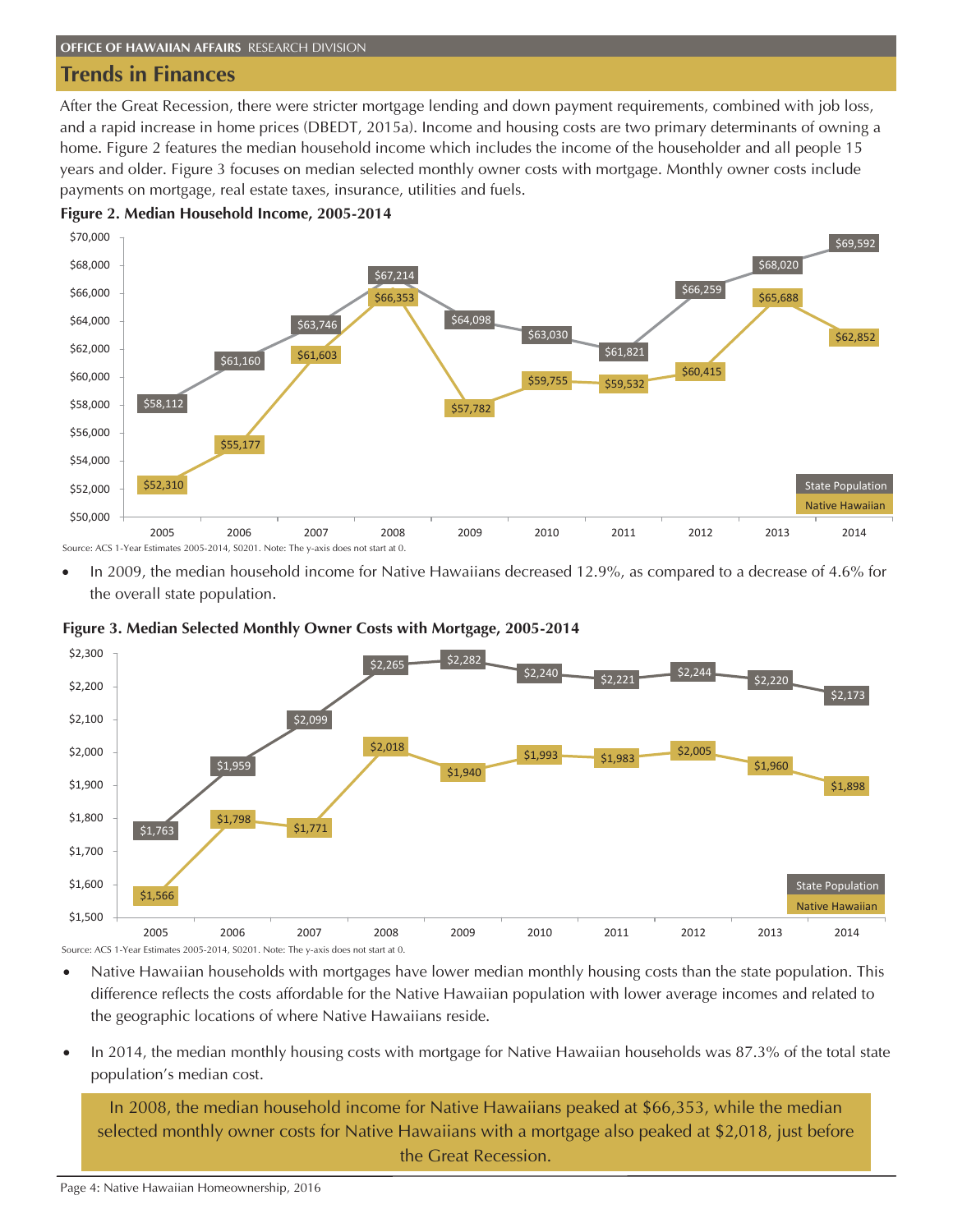## Trends in Finances

After the Great Recession, there were stricter mortgage lending and down payment requirements, combined with job loss, and a rapid increase in home prices (DBEDT, 2015a). Income and housing costs are two primary determinants of owning a home. Figure 2 features the median household income which includes the income of the householder and all people 15 years and older. Figure 3 focuses on median selected monthly owner costs with mortgage. Monthly owner costs include payments on mortgage, real estate taxes, insurance, utilities and fuels.

**Figure 2. Median Household Income, 2005-2014**

| Year | State Population | Native Hawaiian |
|---|---|---|
| 2005 | $58,112 | $52,310 |
| 2006 | $61,160 | $55,177 |
| 2007 | $63,746 | $61,603 |
| 2008 | $67,214 | $66,353 |
| 2009 | $64,098 | $57,782 |
| 2010 | $63,030 | $59,755 |
| 2011 | $61,821 | $59,532 |
| 2012 | $66,259 | $60,415 |
| 2013 | $68,020 | $65,688 |
| 2014 | $69,592 | $62,852 |

Source: ACS 1-Year Estimates 2005-2014, S0201. Note: The y-axis does not start at 0.

- In 2009, the median household income for Native Hawaiians decreased 12.9%, as compared to a decrease of 4.6% for the overall state population.

**Figure 3. Median Selected Monthly Owner Costs with Mortgage, 2005-2014**

| Year | State Population | Native Hawaiian |
|---|---|---|
| 2005 | $1,763 | $1,566 |
| 2006 | $1,959 | $1,798 |
| 2007 | $2,099 | $1,771 |
| 2008 | $2,265 | $2,018 |
| 2009 | $2,282 | $1,940 |
| 2010 | $2,240 | $1,993 |
| 2011 | $2,221 | $1,983 |
| 2012 | $2,244 | $2,005 |
| 2013 | $2,220 | $1,960 |
| 2014 | $2,173 | $1,898 |

Source: ACS 1-Year Estimates 2005-2014, S0201. Note: The y-axis does not start at 0.

- Native Hawaiian households with mortgages have lower median monthly housing costs than the state population. This difference reflects the costs affordable for the Native Hawaiian population with lower average incomes and related to the geographic locations of where Native Hawaiians reside.
- In 2014, the median monthly housing costs with mortgage for Native Hawaiian households was 87.3% of the total state population's median cost.

In 2008, the median household income for Native Hawaiians peaked at $66,353, while the median selected monthly owner costs for Native Hawaiians with a mortgage also peaked at $2,018, just before the Great Recession.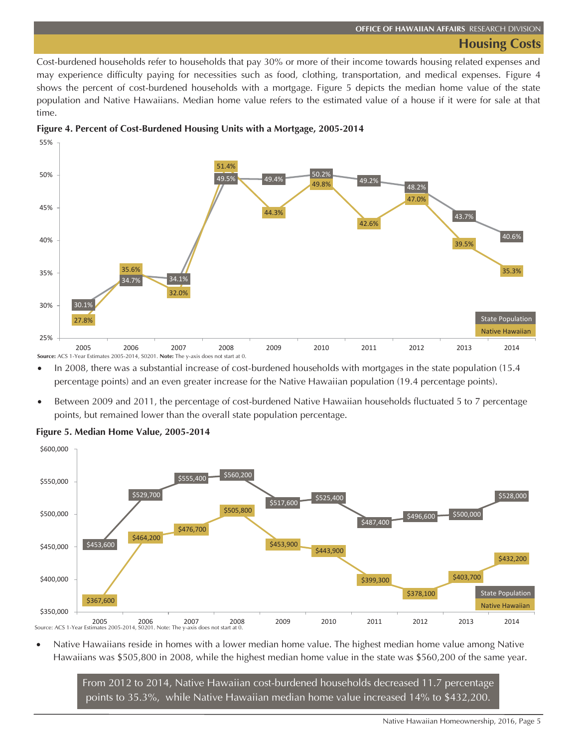## Housing Costs

Cost-burdened households refer to households that pay 30% or more of their income towards housing related expenses and may experience difficulty paying for necessities such as food, clothing, transportation, and medical expenses. Figure 4 shows the percent of cost-burdened households with a mortgage. Figure 5 depicts the median home value of the state population and Native Hawaiians. Median home value refers to the estimated value of a house if it were for sale at that time.

**Figure 4. Percent of Cost-Burdened Housing Units with a Mortgage, 2005-2014**

| Year | State Population | Native Hawaiian |
|---|---|---|
| 2005 | 30.1% | 27.8% |
| 2006 | 34.7% | 35.6% |
| 2007 | 34.1% | 32.0% |
| 2008 | 49.5% | 51.4% |
| 2009 | 49.4% | 44.3% |
| 2010 | 50.2% | 49.8% |
| 2011 | 49.2% | 42.6% |
| 2012 | 48.2% | 47.0% |
| 2013 | 43.7% | 39.5% |
| 2014 | 40.6% | 35.3% |

**Source:** ACS 1-Year Estimates 2005-2014, S0201. **Note:** The y-axis does not start at 0.

- In 2008, there was a substantial increase of cost-burdened households with mortgages in the state population (15.4 percentage points) and an even greater increase for the Native Hawaiian population (19.4 percentage points).
- Between 2009 and 2011, the percentage of cost-burdened Native Hawaiian households fluctuated 5 to 7 percentage points, but remained lower than the overall state population percentage.

**Figure 5. Median Home Value, 2005-2014**

| Year | State Population | Native Hawaiian |
|---|---|---|
| 2005 | $453,600 | $367,600 |
| 2006 | $529,700 | $464,200 |
| 2007 | $555,400 | $476,700 |
| 2008 | $560,200 | $505,800 |
| 2009 | $517,600 | $453,900 |
| 2010 | $525,400 | $443,900 |
| 2011 | $487,400 | $399,300 |
| 2012 | $496,600 | $378,100 |
| 2013 | $500,000 | $403,700 |
| 2014 | $528,000 | $432,200 |

Source: ACS 1-Year Estimates 2005-2014, S0201. Note: The y-axis does not start at 0.

- Native Hawaiians reside in homes with a lower median home value. The highest median home value among Native Hawaiians was $505,800 in 2008, while the highest median home value in the state was $560,200 of the same year.

> From 2012 to 2014, Native Hawaiian cost-burdened households decreased 11.7 percentage points to 35.3%, while Native Hawaiian median home value increased 14% to $432,200.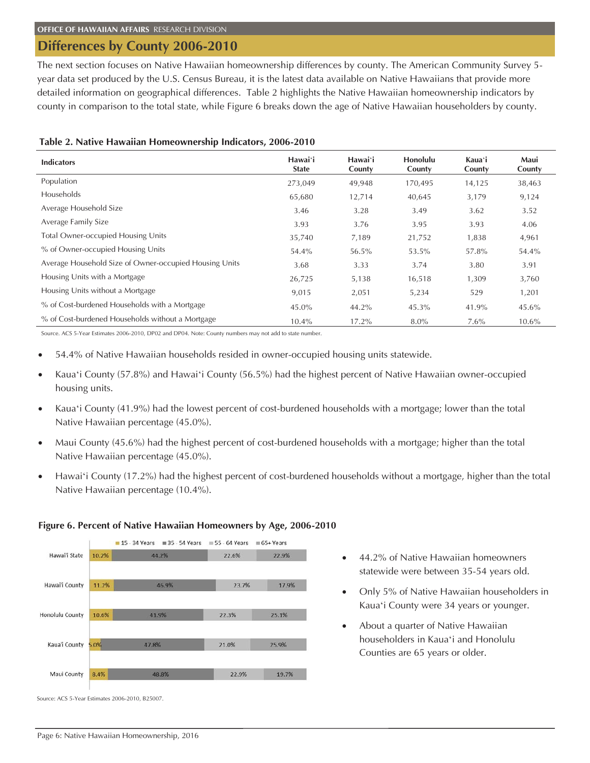## Differences by County 2006-2010

The next section focuses on Native Hawaiian homeownership differences by county. The American Community Survey 5-year data set produced by the U.S. Census Bureau, it is the latest data available on Native Hawaiians that provide more detailed information on geographical differences. Table 2 highlights the Native Hawaiian homeownership indicators by county in comparison to the total state, while Figure 6 breaks down the age of Native Hawaiian householders by county.

**Table 2. Native Hawaiian Homeownership Indicators, 2006-2010**

| Indicators | Hawai'i State | Hawai'i County | Honolulu County | Kaua'i County | Maui County |
|---|---|---|---|---|---|
| Population | 273,049 | 49,948 | 170,495 | 14,125 | 38,463 |
| Households | 65,680 | 12,714 | 40,645 | 3,179 | 9,124 |
| Average Household Size | 3.46 | 3.28 | 3.49 | 3.62 | 3.52 |
| Average Family Size | 3.93 | 3.76 | 3.95 | 3.93 | 4.06 |
| Total Owner-occupied Housing Units | 35,740 | 7,189 | 21,752 | 1,838 | 4,961 |
| % of Owner-occupied Housing Units | 54.4% | 56.5% | 53.5% | 57.8% | 54.4% |
| Average Household Size of Owner-occupied Housing Units | 3.68 | 3.33 | 3.74 | 3.80 | 3.91 |
| Housing Units with a Mortgage | 26,725 | 5,138 | 16,518 | 1,309 | 3,760 |
| Housing Units without a Mortgage | 9,015 | 2,051 | 5,234 | 529 | 1,201 |
| % of Cost-burdened Households with a Mortgage | 45.0% | 44.2% | 45.3% | 41.9% | 45.6% |
| % of Cost-burdened Households without a Mortgage | 10.4% | 17.2% | 8.0% | 7.6% | 10.6% |

Source. ACS 5-Year Estimates 2006-2010, DP02 and DP04. Note: County numbers may not add to state number.

- 54.4% of Native Hawaiian households resided in owner-occupied housing units statewide.
- Kaua'i County (57.8%) and Hawai'i County (56.5%) had the highest percent of Native Hawaiian owner-occupied housing units.
- Kaua'i County (41.9%) had the lowest percent of cost-burdened households with a mortgage; lower than the total Native Hawaiian percentage (45.0%).
- Maui County (45.6%) had the highest percent of cost-burdened households with a mortgage; higher than the total Native Hawaiian percentage (45.0%).
- Hawai'i County (17.2%) had the highest percent of cost-burdened households without a mortgage, higher than the total Native Hawaiian percentage (10.4%).

**Figure 6. Percent of Native Hawaiian Homeowners by Age, 2006-2010**

| | 15 - 34 Years | 35 - 54 Years | 55 - 64 Years | 65+ Years |
|---|---|---|---|---|
| Hawai'i State | 10.2% | 44.2% | 22.6% | 22.9% |
| Hawai'i County | 11.2% | 46.9% | 23.7% | 17.9% |
| Honolulu County | 10.6% | 41.9% | 22.3% | 25.1% |
| Kaua'i County | 5.0% | 47.8% | 21.0% | 25.9% |
| Maui County | 8.4% | 48.8% | 22.9% | 19.7% |

Source: ACS 5-Year Estimates 2006-2010, B25007.

- 44.2% of Native Hawaiian homeowners statewide were between 35-54 years old.
- Only 5% of Native Hawaiian householders in Kaua'i County were 34 years or younger.
- About a quarter of Native Hawaiian householders in Kaua'i and Honolulu Counties are 65 years or older.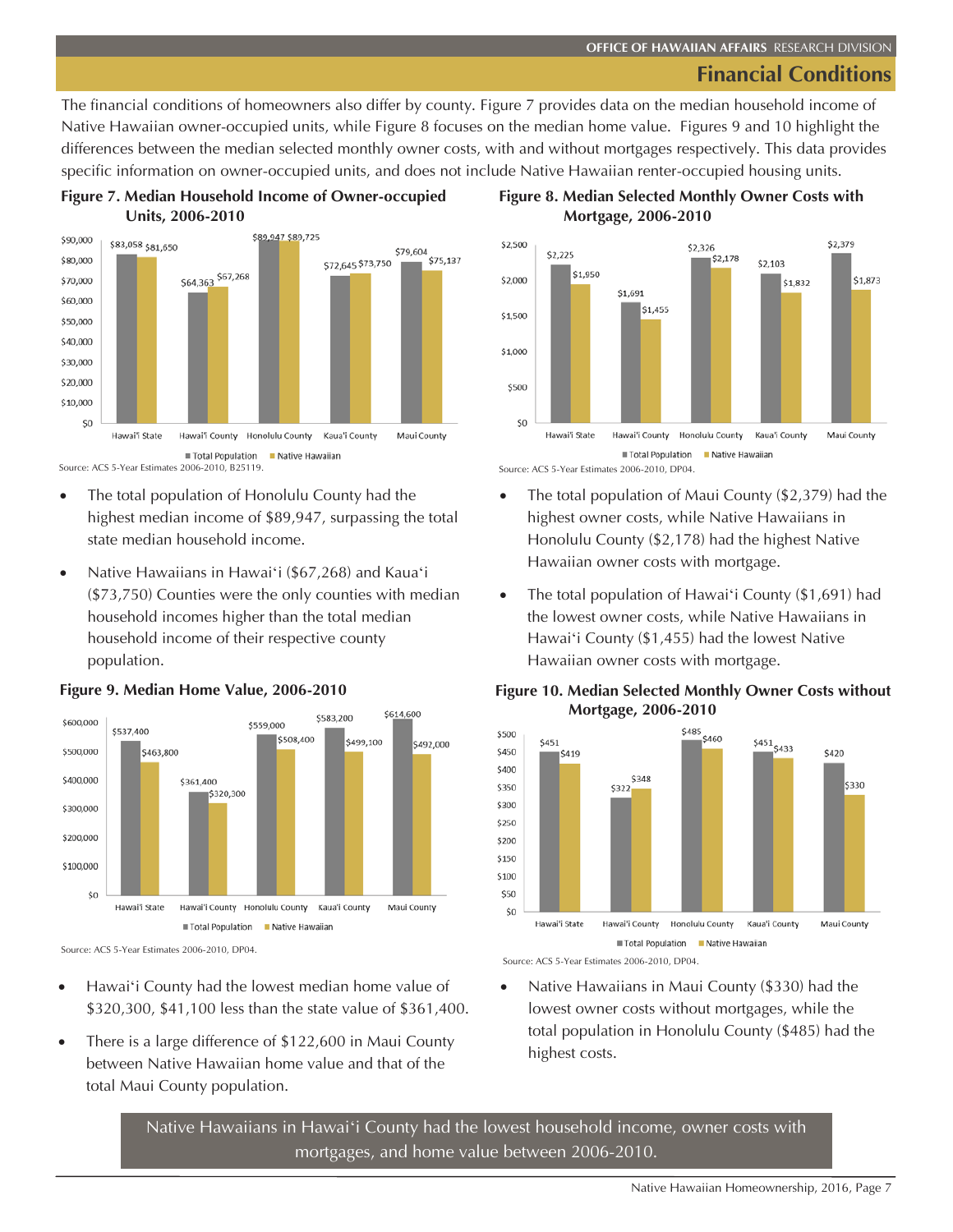## Financial Conditions

The financial conditions of homeowners also differ by county. Figure 7 provides data on the median household income of Native Hawaiian owner-occupied units, while Figure 8 focuses on the median home value. Figures 9 and 10 highlight the differences between the median selected monthly owner costs, with and without mortgages respectively. This data provides specific information on owner-occupied units, and does not include Native Hawaiian renter-occupied housing units.

**Figure 7. Median Household Income of Owner-occupied Units, 2006-2010**

| | Total Population | Native Hawaiian |
|---|---|---|
| Hawai'i State | $83,058 | $81,650 |
| Hawai'i County | $64,363 | $67,268 |
| Honolulu County | $89,947 | $89,725 |
| Kaua'i County | $72,645 | $73,750 |
| Maui County | $79,604 | $75,137 |

Source: ACS 5-Year Estimates 2006-2010, B25119.

- The total population of Honolulu County had the highest median income of $89,947, surpassing the total state median household income.
- Native Hawaiians in Hawai'i ($67,268) and Kaua'i ($73,750) Counties were the only counties with median household incomes higher than the total median household income of their respective county population.

**Figure 8. Median Selected Monthly Owner Costs with Mortgage, 2006-2010**

| | Total Population | Native Hawaiian |
|---|---|---|
| Hawai'i State | $2,225 | $1,950 |
| Hawai'i County | $1,691 | $1,455 |
| Honolulu County | $2,326 | $2,178 |
| Kaua'i County | $2,103 | $1,832 |
| Maui County | $2,379 | $1,873 |

Source: ACS 5-Year Estimates 2006-2010, DP04.

- The total population of Maui County ($2,379) had the highest owner costs, while Native Hawaiians in Honolulu County ($2,178) had the highest Native Hawaiian owner costs with mortgage.
- The total population of Hawai'i County ($1,691) had the lowest owner costs, while Native Hawaiians in Hawai'i County ($1,455) had the lowest Native Hawaiian owner costs with mortgage.

**Figure 9. Median Home Value, 2006-2010**

| | Total Population | Native Hawaiian |
|---|---|---|
| Hawai'i State | $537,400 | $463,800 |
| Hawai'i County | $361,400 | $320,300 |
| Honolulu County | $559,000 | $508,400 |
| Kaua'i County | $583,200 | $499,100 |
| Maui County | $614,600 | $492,000 |

Source: ACS 5-Year Estimates 2006-2010, DP04.

- Hawai'i County had the lowest median home value of $320,300, $41,100 less than the state value of $361,400.
- There is a large difference of $122,600 in Maui County between Native Hawaiian home value and that of the total Maui County population.

**Figure 10. Median Selected Monthly Owner Costs without Mortgage, 2006-2010**

| | Total Population | Native Hawaiian |
|---|---|---|
| Hawai'i State | $451 | $419 |
| Hawai'i County | $322 | $348 |
| Honolulu County | $485 | $460 |
| Kaua'i County | $451 | $433 |
| Maui County | $420 | $330 |

Source: ACS 5-Year Estimates 2006-2010, DP04.

- Native Hawaiians in Maui County ($330) had the lowest owner costs without mortgages, while the total population in Honolulu County ($485) had the highest costs.

Native Hawaiians in Hawai'i County had the lowest household income, owner costs with mortgages, and home value between 2006-2010.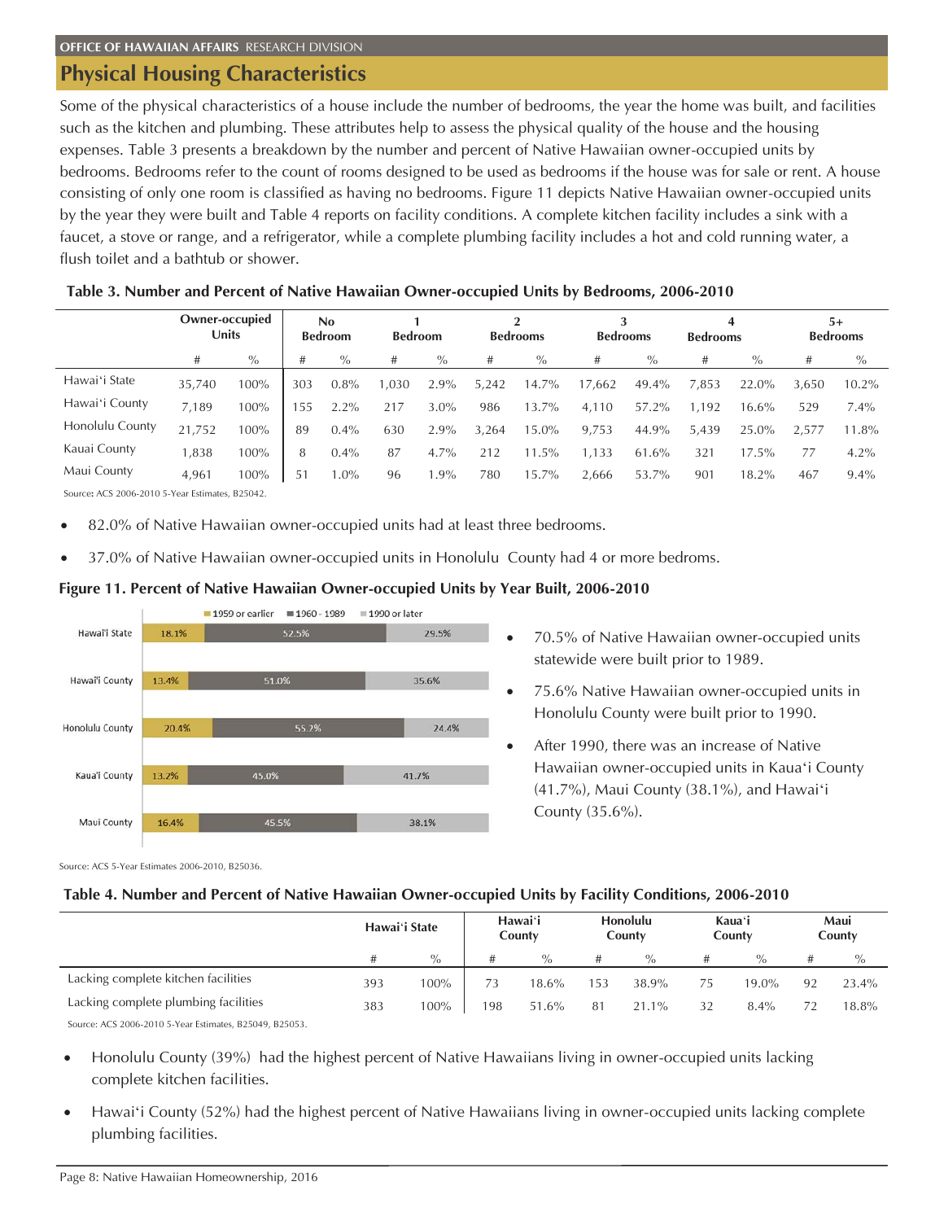## Physical Housing Characteristics

Some of the physical characteristics of a house include the number of bedrooms, the year the home was built, and facilities such as the kitchen and plumbing. These attributes help to assess the physical quality of the house and the housing expenses. Table 3 presents a breakdown by the number and percent of Native Hawaiian owner-occupied units by bedrooms. Bedrooms refer to the count of rooms designed to be used as bedrooms if the house was for sale or rent. A house consisting of only one room is classified as having no bedrooms. Figure 11 depicts Native Hawaiian owner-occupied units by the year they were built and Table 4 reports on facility conditions. A complete kitchen facility includes a sink with a faucet, a stove or range, and a refrigerator, while a complete plumbing facility includes a hot and cold running water, a flush toilet and a bathtub or shower.

**Table 3. Number and Percent of Native Hawaiian Owner-occupied Units by Bedrooms, 2006-2010**

| | Owner-occupied Units | | No Bedroom | | 1 Bedroom | | 2 Bedrooms | | 3 Bedrooms | | 4 Bedrooms | | 5+ Bedrooms | |
|---|---|---|---|---|---|---|---|---|---|---|---|---|---|---|
| | # | % | # | % | # | % | # | % | # | % | # | % | # | % |
| Hawai'i State | 35,740 | 100% | 303 | 0.8% | 1,030 | 2.9% | 5,242 | 14.7% | 17,662 | 49.4% | 7,853 | 22.0% | 3,650 | 10.2% |
| Hawai'i County | 7,189 | 100% | 155 | 2.2% | 217 | 3.0% | 986 | 13.7% | 4,110 | 57.2% | 1,192 | 16.6% | 529 | 7.4% |
| Honolulu County | 21,752 | 100% | 89 | 0.4% | 630 | 2.9% | 3,264 | 15.0% | 9,753 | 44.9% | 5,439 | 25.0% | 2,577 | 11.8% |
| Kauai County | 1,838 | 100% | 8 | 0.4% | 87 | 4.7% | 212 | 11.5% | 1,133 | 61.6% | 321 | 17.5% | 77 | 4.2% |
| Maui County | 4,961 | 100% | 51 | 1.0% | 96 | 1.9% | 780 | 15.7% | 2,666 | 53.7% | 901 | 18.2% | 467 | 9.4% |

Source: ACS 2006-2010 5-Year Estimates, B25042.

- 82.0% of Native Hawaiian owner-occupied units had at least three bedrooms.
- 37.0% of Native Hawaiian owner-occupied units in Honolulu County had 4 or more bedrooms.

**Figure 11. Percent of Native Hawaiian Owner-occupied Units by Year Built, 2006-2010**

| | 1959 or earlier | 1960 - 1989 | 1990 or later |
|---|---|---|---|
| Hawai'i State | 18.1% | 52.5% | 29.5% |
| Hawai'i County | 13.4% | 51.0% | 35.6% |
| Honolulu County | 20.4% | 55.2% | 24.4% |
| Kaua'i County | 13.2% | 45.0% | 41.7% |
| Maui County | 16.4% | 45.5% | 38.1% |

Source: ACS 5-Year Estimates 2006-2010, B25036.

- 70.5% of Native Hawaiian owner-occupied units statewide were built prior to 1989.
- 75.6% Native Hawaiian owner-occupied units in Honolulu County were built prior to 1990.
- After 1990, there was an increase of Native Hawaiian owner-occupied units in Kaua'i County (41.7%), Maui County (38.1%), and Hawai'i County (35.6%).

**Table 4. Number and Percent of Native Hawaiian Owner-occupied Units by Facility Conditions, 2006-2010**

| | Hawai'i State | | Hawai'i County | | Honolulu County | | Kaua'i County | | Maui County | |
|---|---|---|---|---|---|---|---|---|---|---|
| | # | % | # | % | # | % | # | % | # | % |
| Lacking complete kitchen facilities | 393 | 100% | 73 | 18.6% | 153 | 38.9% | 75 | 19.0% | 92 | 23.4% |
| Lacking complete plumbing facilities | 383 | 100% | 198 | 51.6% | 81 | 21.1% | 32 | 8.4% | 72 | 18.8% |

Source: ACS 2006-2010 5-Year Estimates, B25049, B25053.

- Honolulu County (39%) had the highest percent of Native Hawaiians living in owner-occupied units lacking complete kitchen facilities.
- Hawai'i County (52%) had the highest percent of Native Hawaiians living in owner-occupied units lacking complete plumbing facilities.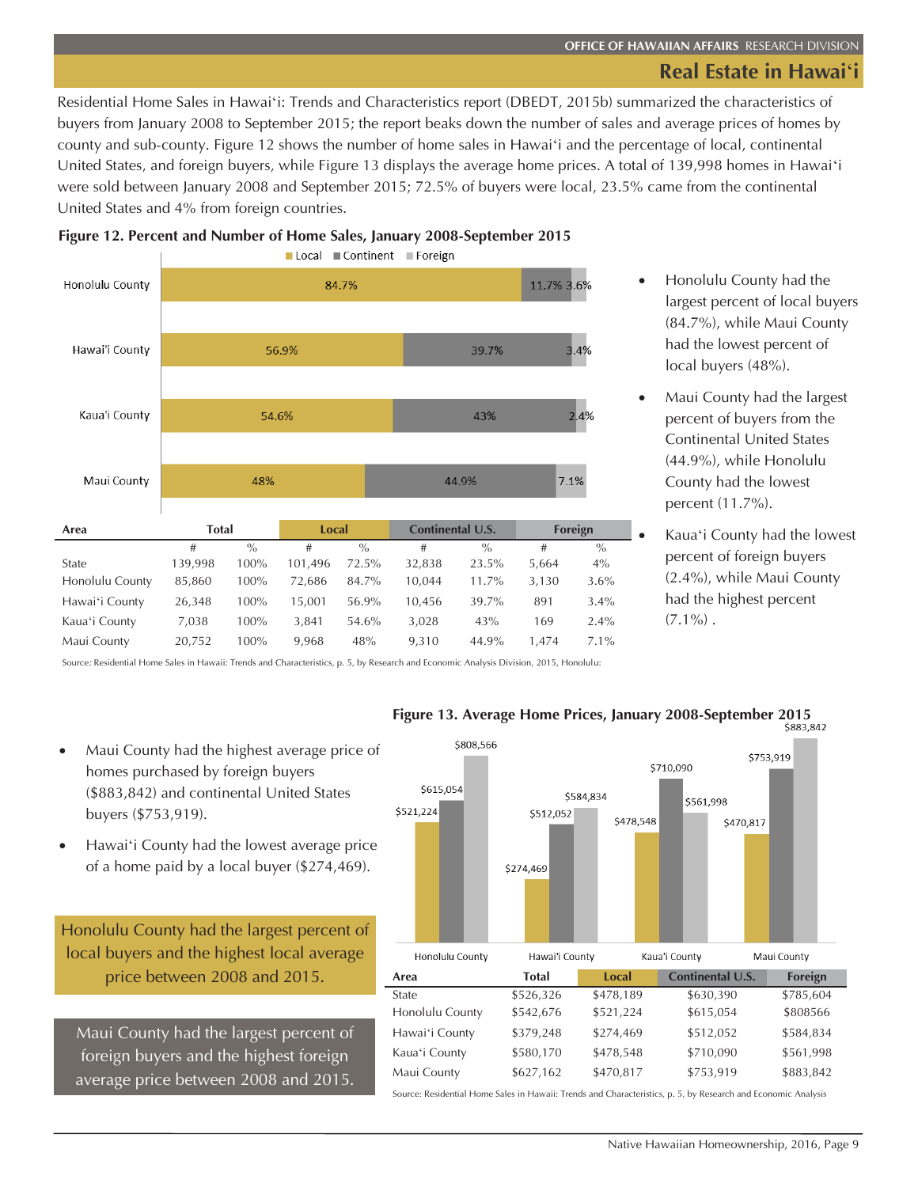Residential Home Sales in Hawaiʻi: Trends and Characteristics report (DBEDT, 2015b) summarized the characteristics of buyers from January 2008 to September 2015; the report beaks down the number of sales and average prices of homes by county and sub-county. Figure 12 shows the number of home sales in Hawaiʻi and the percentage of local, continental United States, and foreign buyers, while Figure 13 displays the average home prices. A total of 139,998 homes in Hawaiʻi were sold between January 2008 and September 2015; 72.5% of buyers were local, 23.5% came from the continental United States and 4% from foreign countries.

**Figure 12. Percent and Number of Home Sales, January 2008-September 2015**

| Area | Total | | Local | | Continental U.S. | | Foreign | |
|---|---|---|---|---|---|---|---|---|
| | # | % | # | % | # | % | # | % |
| State | 139,998 | 100% | 101,496 | 72.5% | 32,838 | 23.5% | 5,664 | 4% |
| Honolulu County | 85,860 | 100% | 72,686 | 84.7% | 10,044 | 11.7% | 3,130 | 3.6% |
| Hawaiʻi County | 26,348 | 100% | 15,001 | 56.9% | 10,456 | 39.7% | 891 | 3.4% |
| Kauaʻi County | 7,038 | 100% | 3,841 | 54.6% | 3,028 | 43% | 169 | 2.4% |
| Maui County | 20,752 | 100% | 9,968 | 48% | 9,310 | 44.9% | 1,474 | 7.1% |

Source: Residential Home Sales in Hawaii: Trends and Characteristics, p. 5, by Research and Economic Analysis Division, 2015, Honolulu:

- Honolulu County had the largest percent of local buyers (84.7%), while Maui County had the lowest percent of local buyers (48%).
- Maui County had the largest percent of buyers from the Continental United States (44.9%), while Honolulu County had the lowest percent (11.7%).
- Kauaʻi County had the lowest percent of foreign buyers (2.4%), while Maui County had the highest percent (7.1%) .

**Figure 13. Average Home Prices, January 2008-September 2015**

| Area | Total | Local | Continental U.S. | Foreign |
|---|---|---|---|---|
| State | $526,326 | $478,189 | $630,390 | $785,604 |
| Honolulu County | $542,676 | $521,224 | $615,054 | $808566 |
| Hawaiʻi County | $379,248 | $274,469 | $512,052 | $584,834 |
| Kauaʻi County | $580,170 | $478,548 | $710,090 | $561,998 |
| Maui County | $627,162 | $470,817 | $753,919 | $883,842 |

Source: Residential Home Sales in Hawaii: Trends and Characteristics, p. 5, by Research and Economic Analysis

- Maui County had the highest average price of homes purchased by foreign buyers ($883,842) and continental United States buyers ($753,919).
- Hawaiʻi County had the lowest average price of a home paid by a local buyer ($274,469).

Honolulu County had the largest percent of local buyers and the highest local average price between 2008 and 2015.

Maui County had the largest percent of foreign buyers and the highest foreign average price between 2008 and 2015.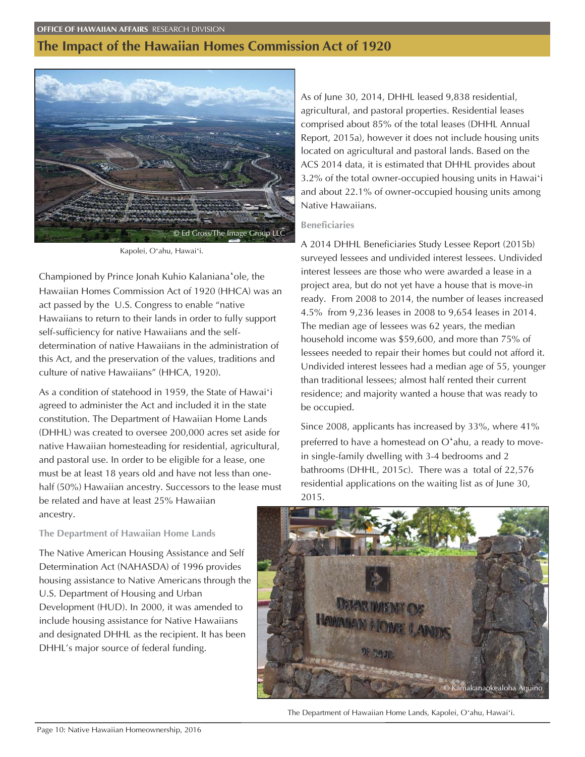# The Impact of the Hawaiian Homes Commission Act of 1920

Kapolei, Oʻahu, Hawaiʻi.

Championed by Prince Jonah Kuhio Kalanianaʻole, the Hawaiian Homes Commission Act of 1920 (HHCA) was an act passed by the U.S. Congress to enable "native Hawaiians to return to their lands in order to fully support self-sufficiency for native Hawaiians and the self-determination of native Hawaiians in the administration of this Act, and the preservation of the values, traditions and culture of native Hawaiians" (HHCA, 1920).

As a condition of statehood in 1959, the State of Hawaiʻi agreed to administer the Act and included it in the state constitution. The Department of Hawaiian Home Lands (DHHL) was created to oversee 200,000 acres set aside for native Hawaiian homesteading for residential, agricultural, and pastoral use. In order to be eligible for a lease, one must be at least 18 years old and have not less than one-half (50%) Hawaiian ancestry. Successors to the lease must be related and have at least 25% Hawaiian ancestry.

### The Department of Hawaiian Home Lands

The Native American Housing Assistance and Self Determination Act (NAHASDA) of 1996 provides housing assistance to Native Americans through the U.S. Department of Housing and Urban Development (HUD). In 2000, it was amended to include housing assistance for Native Hawaiians and designated DHHL as the recipient. It has been DHHL's major source of federal funding.

As of June 30, 2014, DHHL leased 9,838 residential, agricultural, and pastoral properties. Residential leases comprised about 85% of the total leases (DHHL Annual Report, 2015a), however it does not include housing units located on agricultural and pastoral lands. Based on the ACS 2014 data, it is estimated that DHHL provides about 3.2% of the total owner-occupied housing units in Hawaiʻi and about 22.1% of owner-occupied housing units among Native Hawaiians.

### Beneficiaries

A 2014 DHHL Beneficiaries Study Lessee Report (2015b) surveyed lessees and undivided interest lessees. Undivided interest lessees are those who were awarded a lease in a project area, but do not yet have a house that is move-in ready. From 2008 to 2014, the number of leases increased 4.5% from 9,236 leases in 2008 to 9,654 leases in 2014. The median age of lessees was 62 years, the median household income was $59,600, and more than 75% of lessees needed to repair their homes but could not afford it. Undivided interest lessees had a median age of 55, younger than traditional lessees; almost half rented their current residence; and majority wanted a house that was ready to be occupied.

Since 2008, applicants has increased by 33%, where 41% preferred to have a homestead on Oʻahu, a ready to move-in single-family dwelling with 3-4 bedrooms and 2 bathrooms (DHHL, 2015c). There was a total of 22,576 residential applications on the waiting list as of June 30, 2015.

The Department of Hawaiian Home Lands, Kapolei, Oʻahu, Hawaiʻi.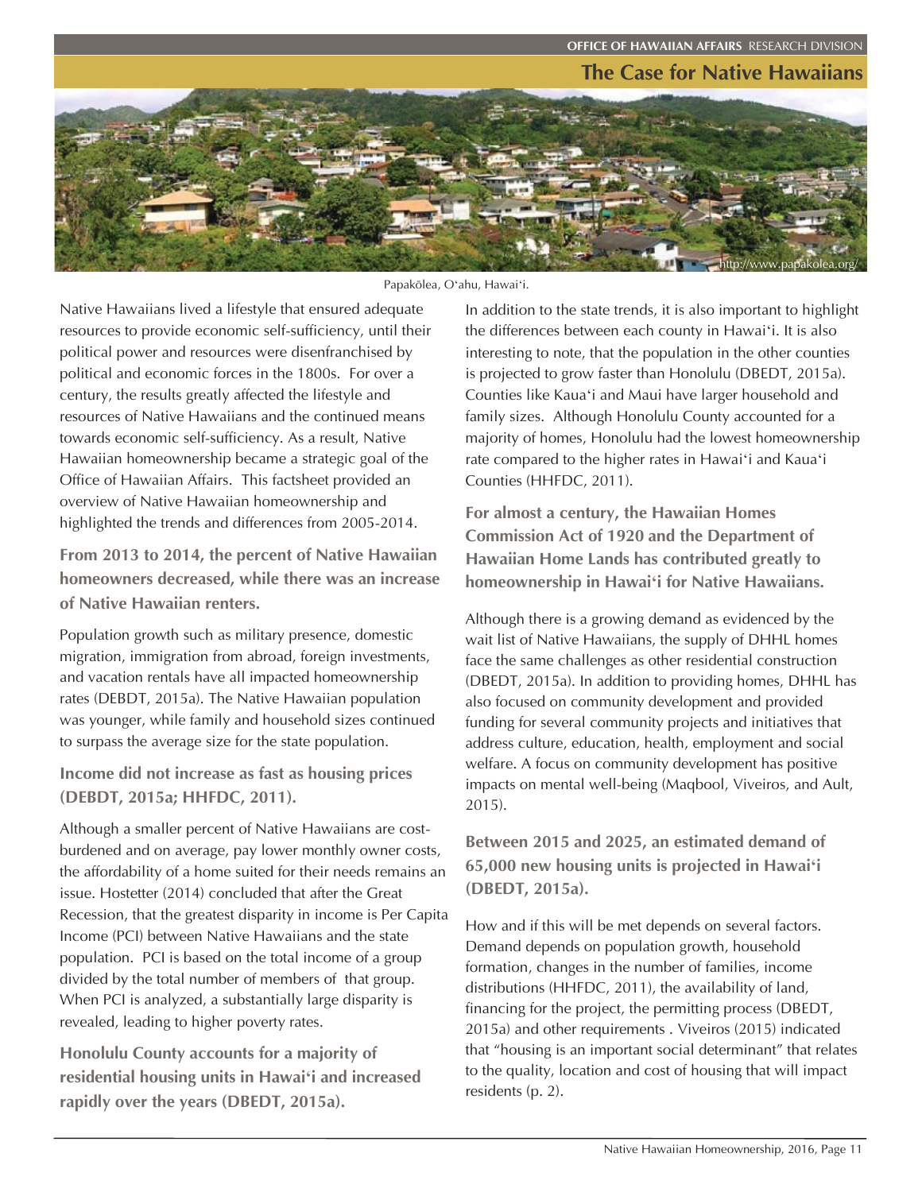Papakōlea, Oʻahu, Hawaiʻi.

Native Hawaiians lived a lifestyle that ensured adequate resources to provide economic self-sufficiency, until their political power and resources were disenfranchised by political and economic forces in the 1800s. For over a century, the results greatly affected the lifestyle and resources of Native Hawaiians and the continued means towards economic self-sufficiency. As a result, Native Hawaiian homeownership became a strategic goal of the Office of Hawaiian Affairs. This factsheet provided an overview of Native Hawaiian homeownership and highlighted the trends and differences from 2005-2014.

**From 2013 to 2014, the percent of Native Hawaiian homeowners decreased, while there was an increase of Native Hawaiian renters.**

Population growth such as military presence, domestic migration, immigration from abroad, foreign investments, and vacation rentals have all impacted homeownership rates (DEBDT, 2015a). The Native Hawaiian population was younger, while family and household sizes continued to surpass the average size for the state population.

**Income did not increase as fast as housing prices (DEBDT, 2015a; HHFDC, 2011).**

Although a smaller percent of Native Hawaiians are cost-burdened and on average, pay lower monthly owner costs, the affordability of a home suited for their needs remains an issue. Hostetter (2014) concluded that after the Great Recession, that the greatest disparity in income is Per Capita Income (PCI) between Native Hawaiians and the state population. PCI is based on the total income of a group divided by the total number of members of that group. When PCI is analyzed, a substantially large disparity is revealed, leading to higher poverty rates.

**Honolulu County accounts for a majority of residential housing units in Hawaiʻi and increased rapidly over the years (DBEDT, 2015a).**

In addition to the state trends, it is also important to highlight the differences between each county in Hawaiʻi. It is also interesting to note, that the population in the other counties is projected to grow faster than Honolulu (DBEDT, 2015a). Counties like Kauaʻi and Maui have larger household and family sizes. Although Honolulu County accounted for a majority of homes, Honolulu had the lowest homeownership rate compared to the higher rates in Hawaiʻi and Kauaʻi Counties (HHFDC, 2011).

**For almost a century, the Hawaiian Homes Commission Act of 1920 and the Department of Hawaiian Home Lands has contributed greatly to homeownership in Hawaiʻi for Native Hawaiians.**

Although there is a growing demand as evidenced by the wait list of Native Hawaiians, the supply of DHHL homes face the same challenges as other residential construction (DBEDT, 2015a). In addition to providing homes, DHHL has also focused on community development and provided funding for several community projects and initiatives that address culture, education, health, employment and social welfare. A focus on community development has positive impacts on mental well-being (Maqbool, Viveiros, and Ault, 2015).

**Between 2015 and 2025, an estimated demand of 65,000 new housing units is projected in Hawaiʻi (DBEDT, 2015a).**

How and if this will be met depends on several factors. Demand depends on population growth, household formation, changes in the number of families, income distributions (HHFDC, 2011), the availability of land, financing for the project, the permitting process (DBEDT, 2015a) and other requirements . Viveiros (2015) indicated that "housing is an important social determinant" that relates to the quality, location and cost of housing that will impact residents (p. 2).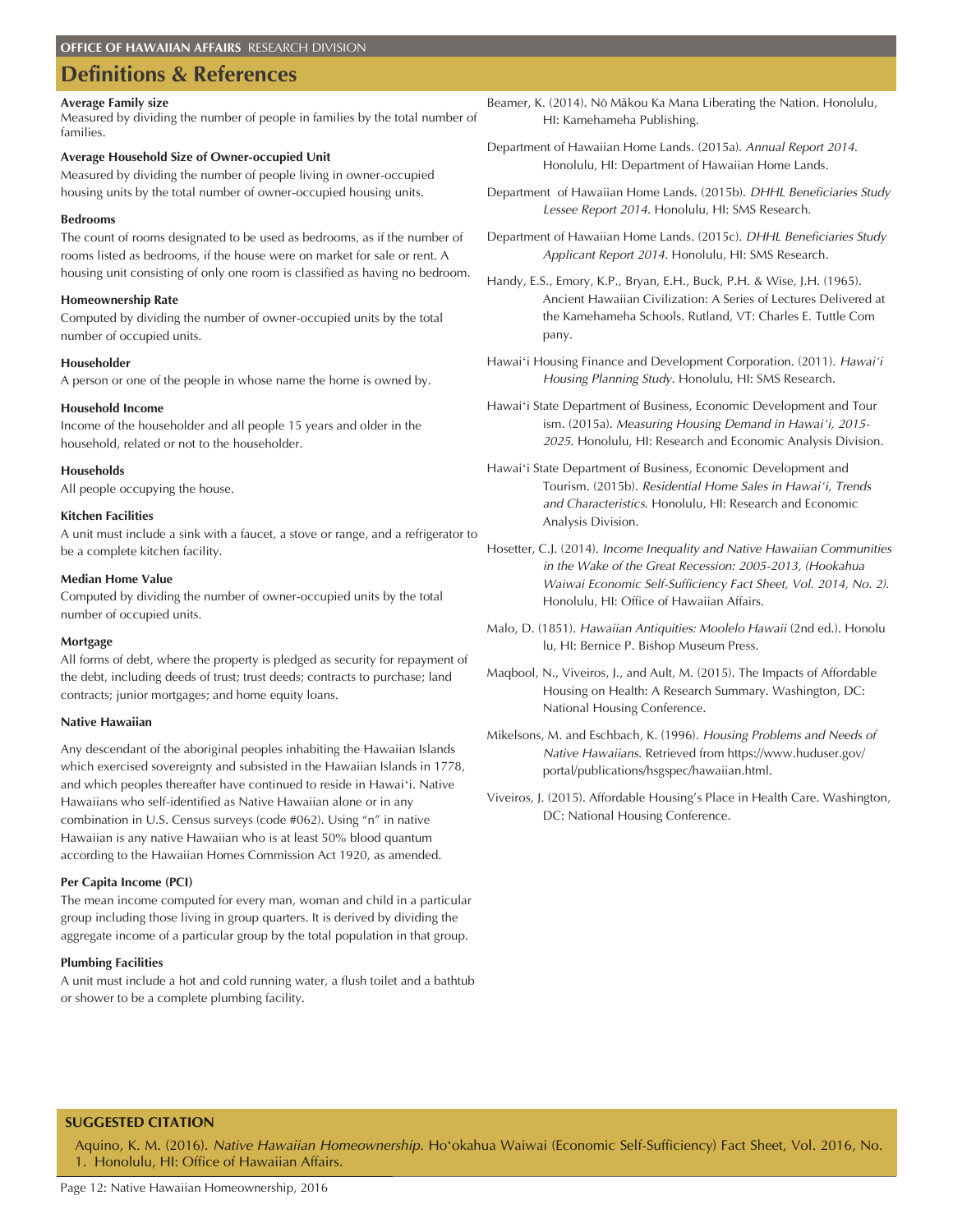## Definitions & References

**Average Family size**
Measured by dividing the number of people in families by the total number of families.

**Average Household Size of Owner-occupied Unit**
Measured by dividing the number of people living in owner-occupied housing units by the total number of owner-occupied housing units.

**Bedrooms**
The count of rooms designated to be used as bedrooms, as if the number of rooms listed as bedrooms, if the house were on market for sale or rent. A housing unit consisting of only one room is classified as having no bedroom.

**Homeownership Rate**
Computed by dividing the number of owner-occupied units by the total number of occupied units.

**Householder**
A person or one of the people in whose name the home is owned by.

**Household Income**
Income of the householder and all people 15 years and older in the household, related or not to the householder.

**Households**
All people occupying the house.

**Kitchen Facilities**
A unit must include a sink with a faucet, a stove or range, and a refrigerator to be a complete kitchen facility.

**Median Home Value**
Computed by dividing the number of owner-occupied units by the total number of occupied units.

**Mortgage**
All forms of debt, where the property is pledged as security for repayment of the debt, including deeds of trust; trust deeds; contracts to purchase; land contracts; junior mortgages; and home equity loans.

**Native Hawaiian**

Any descendant of the aboriginal peoples inhabiting the Hawaiian Islands which exercised sovereignty and subsisted in the Hawaiian Islands in 1778, and which peoples thereafter have continued to reside in Hawaiʻi. Native Hawaiians who self-identified as Native Hawaiian alone or in any combination in U.S. Census surveys (code #062). Using "n" in native Hawaiian is any native Hawaiian who is at least 50% blood quantum according to the Hawaiian Homes Commission Act 1920, as amended.

**Per Capita Income (PCI)**
The mean income computed for every man, woman and child in a particular group including those living in group quarters. It is derived by dividing the aggregate income of a particular group by the total population in that group.

**Plumbing Facilities**
A unit must include a hot and cold running water, a flush toilet and a bathtub or shower to be a complete plumbing facility.

Beamer, K. (2014). Nō Mākou Ka Mana Liberating the Nation. Honolulu, HI: Kamehameha Publishing.

Department of Hawaiian Home Lands. (2015a). *Annual Report 2014*. Honolulu, HI: Department of Hawaiian Home Lands.

Department of Hawaiian Home Lands. (2015b). *DHHL Beneficiaries Study Lessee Report 2014*. Honolulu, HI: SMS Research.

Department of Hawaiian Home Lands. (2015c). *DHHL Beneficiaries Study Applicant Report 2014*. Honolulu, HI: SMS Research.

Handy, E.S., Emory, K.P., Bryan, E.H., Buck, P.H. & Wise, J.H. (1965). Ancient Hawaiian Civilization: A Series of Lectures Delivered at the Kamehameha Schools. Rutland, VT: Charles E. Tuttle Com pany.

Hawaiʻi Housing Finance and Development Corporation. (2011). *Hawaiʻi Housing Planning Study*. Honolulu, HI: SMS Research.

Hawaiʻi State Department of Business, Economic Development and Tour ism. (2015a). *Measuring Housing Demand in Hawaiʻi, 2015-2025*. Honolulu, HI: Research and Economic Analysis Division.

Hawaiʻi State Department of Business, Economic Development and Tourism. (2015b). *Residential Home Sales in Hawaiʻi, Trends and Characteristics*. Honolulu, HI: Research and Economic Analysis Division.

Hosetter, C.J. (2014). *Income Inequality and Native Hawaiian Communities in the Wake of the Great Recession: 2005-2013, (Hookahua Waiwai Economic Self-Sufficiency Fact Sheet, Vol. 2014, No. 2).* Honolulu, HI: Office of Hawaiian Affairs.

Malo, D. (1851). *Hawaiian Antiquities: Moolelo Hawaii* (2nd ed.). Honolu lu, HI: Bernice P. Bishop Museum Press.

Maqbool, N., Viveiros, J., and Ault, M. (2015). The Impacts of Affordable Housing on Health: A Research Summary. Washington, DC: National Housing Conference.

Mikelsons, M. and Eschbach, K. (1996). *Housing Problems and Needs of Native Hawaiians*. Retrieved from https://www.huduser.gov/portal/publications/hsgspec/hawaiian.html.

Viveiros, J. (2015). Affordable Housing's Place in Health Care. Washington, DC: National Housing Conference.

**SUGGESTED CITATION**

Aquino, K. M. (2016). *Native Hawaiian Homeownership*. Hoʻokahua Waiwai (Economic Self-Sufficiency) Fact Sheet, Vol. 2016, No. 1. Honolulu, HI: Office of Hawaiian Affairs.